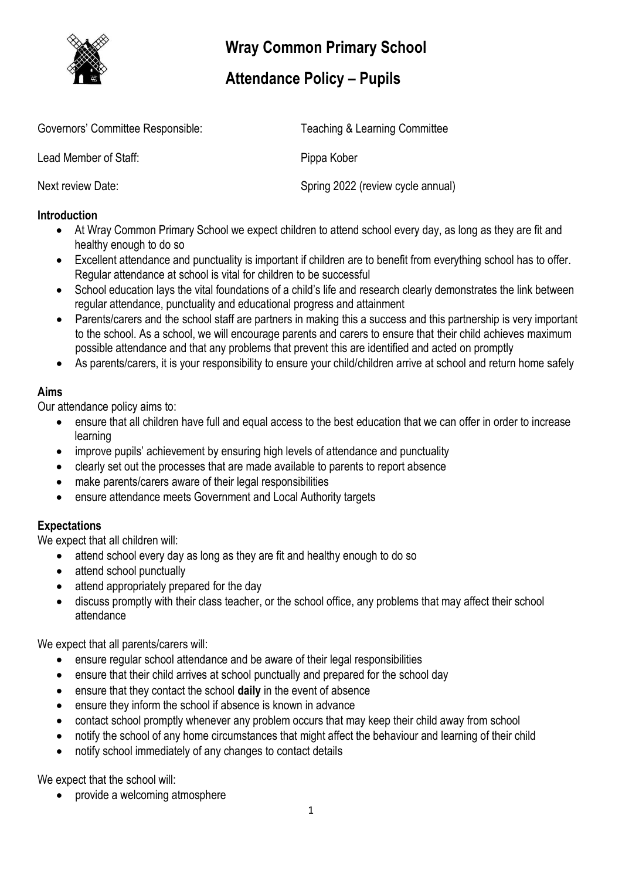# Wray Common Primary School

## Attendance Policy – Pupils

| | |
|---|---|
| Governors' Committee Responsible: | Teaching & Learning Committee |
| Lead Member of Staff: | Pippa Kober |
| Next review Date: | Spring 2022 (review cycle annual) |

**Introduction**

- At Wray Common Primary School we expect children to attend school every day, as long as they are fit and healthy enough to do so
- Excellent attendance and punctuality is important if children are to benefit from everything school has to offer. Regular attendance at school is vital for children to be successful
- School education lays the vital foundations of a child's life and research clearly demonstrates the link between regular attendance, punctuality and educational progress and attainment
- Parents/carers and the school staff are partners in making this a success and this partnership is very important to the school. As a school, we will encourage parents and carers to ensure that their child achieves maximum possible attendance and that any problems that prevent this are identified and acted on promptly
- As parents/carers, it is your responsibility to ensure your child/children arrive at school and return home safely

**Aims**

Our attendance policy aims to:

- ensure that all children have full and equal access to the best education that we can offer in order to increase learning
- improve pupils' achievement by ensuring high levels of attendance and punctuality
- clearly set out the processes that are made available to parents to report absence
- make parents/carers aware of their legal responsibilities
- ensure attendance meets Government and Local Authority targets

**Expectations**

We expect that all children will:

- attend school every day as long as they are fit and healthy enough to do so
- attend school punctually
- attend appropriately prepared for the day
- discuss promptly with their class teacher, or the school office, any problems that may affect their school attendance

We expect that all parents/carers will:

- ensure regular school attendance and be aware of their legal responsibilities
- ensure that their child arrives at school punctually and prepared for the school day
- ensure that they contact the school **daily** in the event of absence
- ensure they inform the school if absence is known in advance
- contact school promptly whenever any problem occurs that may keep their child away from school
- notify the school of any home circumstances that might affect the behaviour and learning of their child
- notify school immediately of any changes to contact details

We expect that the school will:

- provide a welcoming atmosphere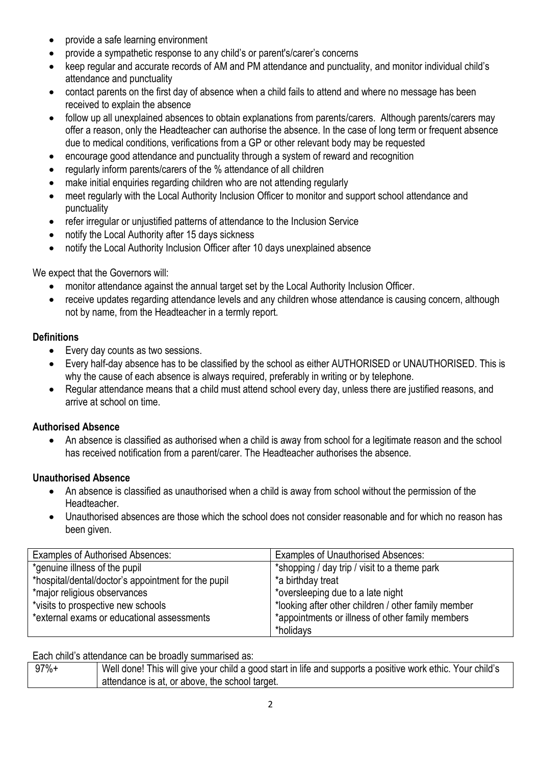- provide a safe learning environment
- provide a sympathetic response to any child's or parent's/carer's concerns
- keep regular and accurate records of AM and PM attendance and punctuality, and monitor individual child's attendance and punctuality
- contact parents on the first day of absence when a child fails to attend and where no message has been received to explain the absence
- follow up all unexplained absences to obtain explanations from parents/carers. Although parents/carers may offer a reason, only the Headteacher can authorise the absence. In the case of long term or frequent absence due to medical conditions, verifications from a GP or other relevant body may be requested
- encourage good attendance and punctuality through a system of reward and recognition
- regularly inform parents/carers of the % attendance of all children
- make initial enquiries regarding children who are not attending regularly
- meet regularly with the Local Authority Inclusion Officer to monitor and support school attendance and punctuality
- refer irregular or unjustified patterns of attendance to the Inclusion Service
- notify the Local Authority after 15 days sickness
- notify the Local Authority Inclusion Officer after 10 days unexplained absence

We expect that the Governors will:

- monitor attendance against the annual target set by the Local Authority Inclusion Officer.
- receive updates regarding attendance levels and any children whose attendance is causing concern, although not by name, from the Headteacher in a termly report.

**Definitions**

- Every day counts as two sessions.
- Every half-day absence has to be classified by the school as either AUTHORISED or UNAUTHORISED. This is why the cause of each absence is always required, preferably in writing or by telephone.
- Regular attendance means that a child must attend school every day, unless there are justified reasons, and arrive at school on time.

**Authorised Absence**

- An absence is classified as authorised when a child is away from school for a legitimate reason and the school has received notification from a parent/carer. The Headteacher authorises the absence.

**Unauthorised Absence**

- An absence is classified as unauthorised when a child is away from school without the permission of the Headteacher.
- Unauthorised absences are those which the school does not consider reasonable and for which no reason has been given.

| Examples of Authorised Absences: | Examples of Unauthorised Absences: |
|---|---|
| *genuine illness of the pupil<br>*hospital/dental/doctor's appointment for the pupil<br>*major religious observances<br>*visits to prospective new schools<br>*external exams or educational assessments | *shopping / day trip / visit to a theme park<br>*a birthday treat<br>*oversleeping due to a late night<br>*looking after other children / other family member<br>*appointments or illness of other family members<br>*holidays |

Each child's attendance can be broadly summarised as:

| | |
|---|---|
| 97%+ | Well done! This will give your child a good start in life and supports a positive work ethic. Your child's attendance is at, or above, the school target. |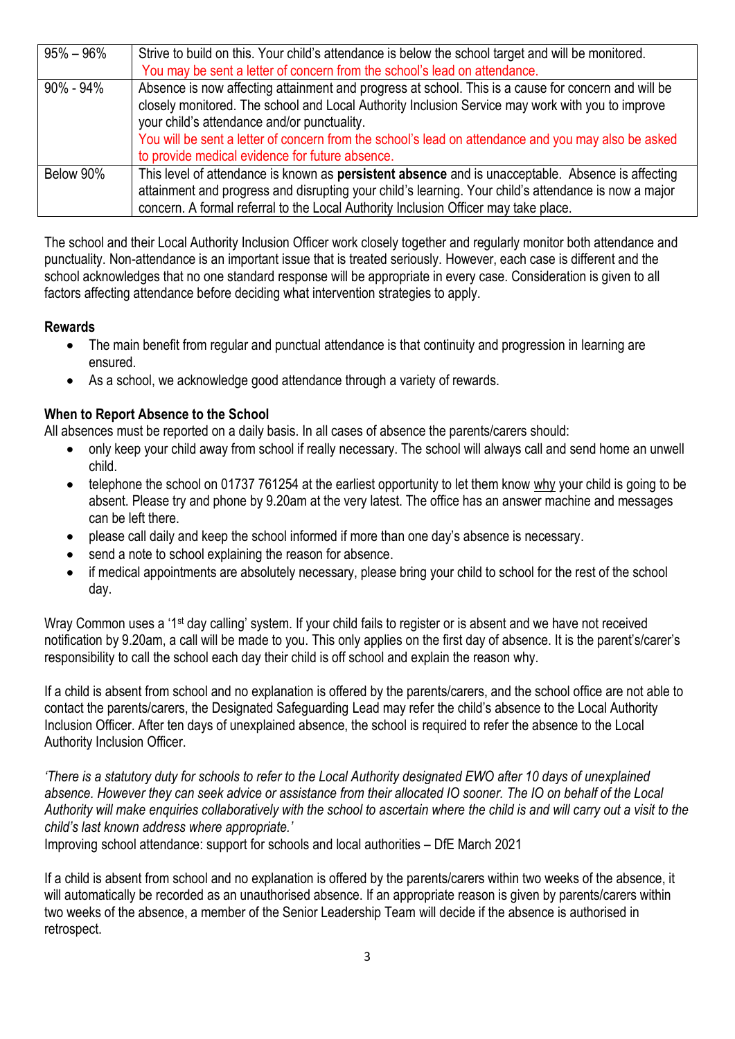| | |
|---|---|
| 95% – 96% | Strive to build on this. Your child's attendance is below the school target and will be monitored. You may be sent a letter of concern from the school's lead on attendance. |
| 90% - 94% | Absence is now affecting attainment and progress at school. This is a cause for concern and will be closely monitored. The school and Local Authority Inclusion Service may work with you to improve your child's attendance and/or punctuality. You will be sent a letter of concern from the school's lead on attendance and you may also be asked to provide medical evidence for future absence. |
| Below 90% | This level of attendance is known as **persistent absence** and is unacceptable. Absence is affecting attainment and progress and disrupting your child's learning. Your child's attendance is now a major concern. A formal referral to the Local Authority Inclusion Officer may take place. |

The school and their Local Authority Inclusion Officer work closely together and regularly monitor both attendance and punctuality. Non-attendance is an important issue that is treated seriously. However, each case is different and the school acknowledges that no one standard response will be appropriate in every case. Consideration is given to all factors affecting attendance before deciding what intervention strategies to apply.

**Rewards**

- The main benefit from regular and punctual attendance is that continuity and progression in learning are ensured.
- As a school, we acknowledge good attendance through a variety of rewards.

**When to Report Absence to the School**

All absences must be reported on a daily basis. In all cases of absence the parents/carers should:

- only keep your child away from school if really necessary. The school will always call and send home an unwell child.
- telephone the school on 01737 761254 at the earliest opportunity to let them know why your child is going to be absent. Please try and phone by 9.20am at the very latest. The office has an answer machine and messages can be left there.
- please call daily and keep the school informed if more than one day's absence is necessary.
- send a note to school explaining the reason for absence.
- if medical appointments are absolutely necessary, please bring your child to school for the rest of the school day.

Wray Common uses a '1st day calling' system. If your child fails to register or is absent and we have not received notification by 9.20am, a call will be made to you. This only applies on the first day of absence. It is the parent's/carer's responsibility to call the school each day their child is off school and explain the reason why.

If a child is absent from school and no explanation is offered by the parents/carers, and the school office are not able to contact the parents/carers, the Designated Safeguarding Lead may refer the child's absence to the Local Authority Inclusion Officer. After ten days of unexplained absence, the school is required to refer the absence to the Local Authority Inclusion Officer.

*'There is a statutory duty for schools to refer to the Local Authority designated EWO after 10 days of unexplained absence. However they can seek advice or assistance from their allocated IO sooner. The IO on behalf of the Local Authority will make enquiries collaboratively with the school to ascertain where the child is and will carry out a visit to the child's last known address where appropriate.'*

Improving school attendance: support for schools and local authorities – DfE March 2021

If a child is absent from school and no explanation is offered by the parents/carers within two weeks of the absence, it will automatically be recorded as an unauthorised absence. If an appropriate reason is given by parents/carers within two weeks of the absence, a member of the Senior Leadership Team will decide if the absence is authorised in retrospect.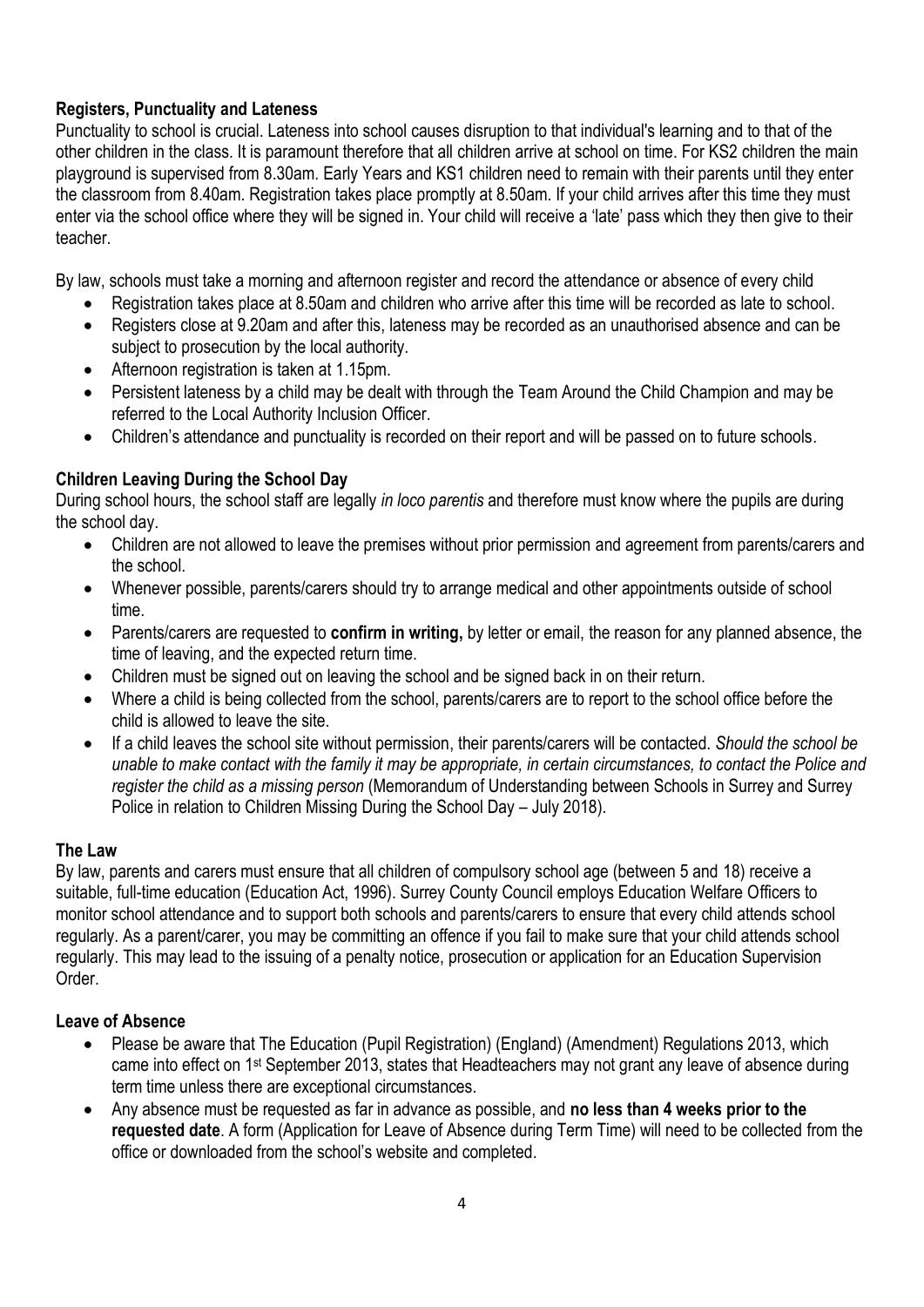### Registers, Punctuality and Lateness

Punctuality to school is crucial. Lateness into school causes disruption to that individual's learning and to that of the other children in the class. It is paramount therefore that all children arrive at school on time. For KS2 children the main playground is supervised from 8.30am. Early Years and KS1 children need to remain with their parents until they enter the classroom from 8.40am. Registration takes place promptly at 8.50am. If your child arrives after this time they must enter via the school office where they will be signed in. Your child will receive a 'late' pass which they then give to their teacher.

By law, schools must take a morning and afternoon register and record the attendance or absence of every child

- Registration takes place at 8.50am and children who arrive after this time will be recorded as late to school.
- Registers close at 9.20am and after this, lateness may be recorded as an unauthorised absence and can be subject to prosecution by the local authority.
- Afternoon registration is taken at 1.15pm.
- Persistent lateness by a child may be dealt with through the Team Around the Child Champion and may be referred to the Local Authority Inclusion Officer.
- Children's attendance and punctuality is recorded on their report and will be passed on to future schools.

### Children Leaving During the School Day

During school hours, the school staff are legally *in loco parentis* and therefore must know where the pupils are during the school day.

- Children are not allowed to leave the premises without prior permission and agreement from parents/carers and the school.
- Whenever possible, parents/carers should try to arrange medical and other appointments outside of school time.
- Parents/carers are requested to **confirm in writing,** by letter or email, the reason for any planned absence, the time of leaving, and the expected return time.
- Children must be signed out on leaving the school and be signed back in on their return.
- Where a child is being collected from the school, parents/carers are to report to the school office before the child is allowed to leave the site.
- If a child leaves the school site without permission, their parents/carers will be contacted. *Should the school be unable to make contact with the family it may be appropriate, in certain circumstances, to contact the Police and register the child as a missing person* (Memorandum of Understanding between Schools in Surrey and Surrey Police in relation to Children Missing During the School Day – July 2018).

### The Law

By law, parents and carers must ensure that all children of compulsory school age (between 5 and 18) receive a suitable, full-time education (Education Act, 1996). Surrey County Council employs Education Welfare Officers to monitor school attendance and to support both schools and parents/carers to ensure that every child attends school regularly. As a parent/carer, you may be committing an offence if you fail to make sure that your child attends school regularly. This may lead to the issuing of a penalty notice, prosecution or application for an Education Supervision Order.

### Leave of Absence

- Please be aware that The Education (Pupil Registration) (England) (Amendment) Regulations 2013, which came into effect on 1st September 2013, states that Headteachers may not grant any leave of absence during term time unless there are exceptional circumstances.
- Any absence must be requested as far in advance as possible, and **no less than 4 weeks prior to the requested date**. A form (Application for Leave of Absence during Term Time) will need to be collected from the office or downloaded from the school's website and completed.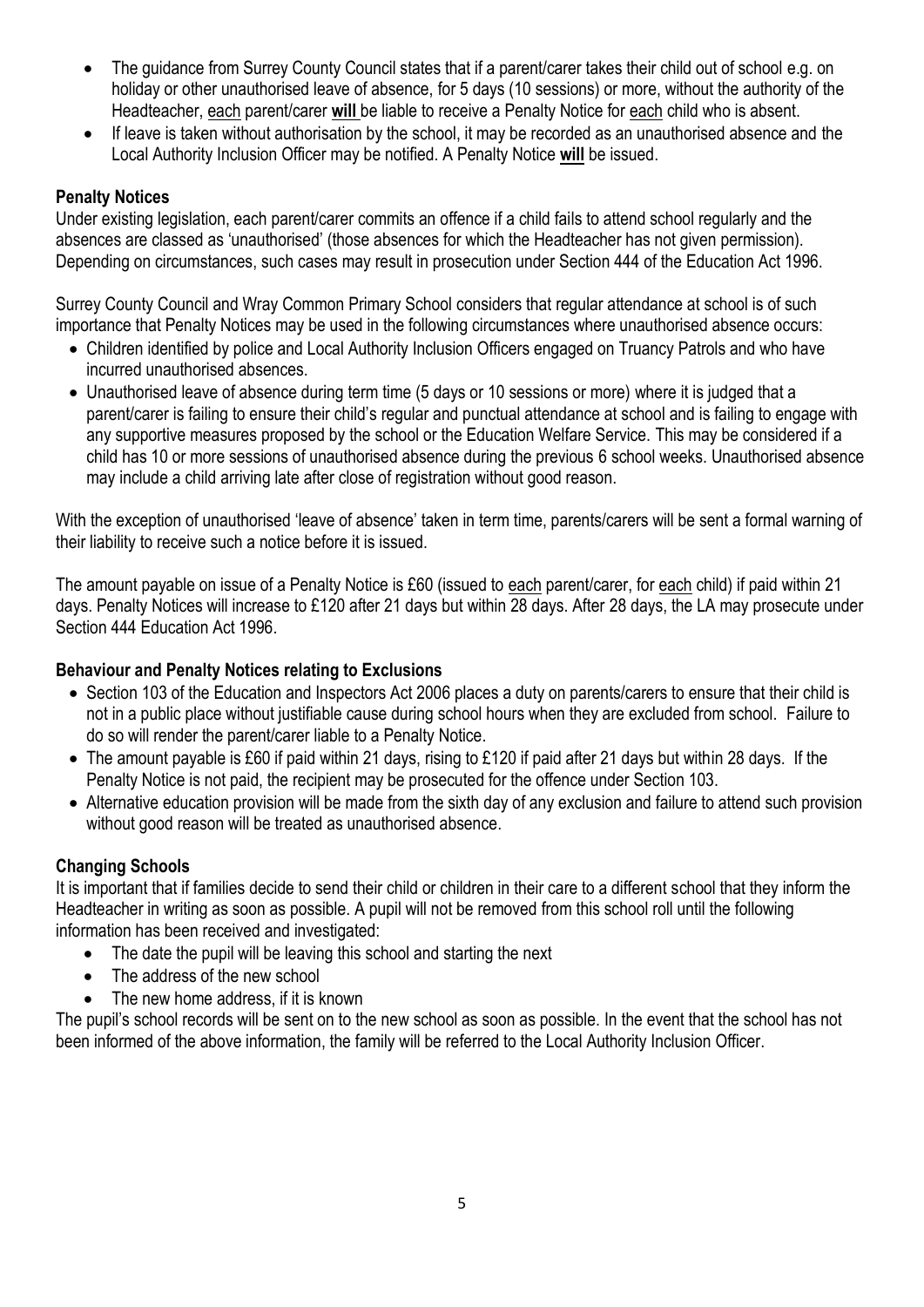- The guidance from Surrey County Council states that if a parent/carer takes their child out of school e.g. on holiday or other unauthorised leave of absence, for 5 days (10 sessions) or more, without the authority of the Headteacher, each parent/carer **will** be liable to receive a Penalty Notice for each child who is absent.
- If leave is taken without authorisation by the school, it may be recorded as an unauthorised absence and the Local Authority Inclusion Officer may be notified. A Penalty Notice **will** be issued.

### Penalty Notices

Under existing legislation, each parent/carer commits an offence if a child fails to attend school regularly and the absences are classed as 'unauthorised' (those absences for which the Headteacher has not given permission). Depending on circumstances, such cases may result in prosecution under Section 444 of the Education Act 1996.

Surrey County Council and Wray Common Primary School considers that regular attendance at school is of such importance that Penalty Notices may be used in the following circumstances where unauthorised absence occurs:

- Children identified by police and Local Authority Inclusion Officers engaged on Truancy Patrols and who have incurred unauthorised absences.
- Unauthorised leave of absence during term time (5 days or 10 sessions or more) where it is judged that a parent/carer is failing to ensure their child's regular and punctual attendance at school and is failing to engage with any supportive measures proposed by the school or the Education Welfare Service. This may be considered if a child has 10 or more sessions of unauthorised absence during the previous 6 school weeks. Unauthorised absence may include a child arriving late after close of registration without good reason.

With the exception of unauthorised 'leave of absence' taken in term time, parents/carers will be sent a formal warning of their liability to receive such a notice before it is issued.

The amount payable on issue of a Penalty Notice is £60 (issued to each parent/carer, for each child) if paid within 21 days. Penalty Notices will increase to £120 after 21 days but within 28 days. After 28 days, the LA may prosecute under Section 444 Education Act 1996.

### Behaviour and Penalty Notices relating to Exclusions

- Section 103 of the Education and Inspectors Act 2006 places a duty on parents/carers to ensure that their child is not in a public place without justifiable cause during school hours when they are excluded from school. Failure to do so will render the parent/carer liable to a Penalty Notice.
- The amount payable is £60 if paid within 21 days, rising to £120 if paid after 21 days but within 28 days. If the Penalty Notice is not paid, the recipient may be prosecuted for the offence under Section 103.
- Alternative education provision will be made from the sixth day of any exclusion and failure to attend such provision without good reason will be treated as unauthorised absence.

### Changing Schools

It is important that if families decide to send their child or children in their care to a different school that they inform the Headteacher in writing as soon as possible. A pupil will not be removed from this school roll until the following information has been received and investigated:

- The date the pupil will be leaving this school and starting the next
- The address of the new school
- The new home address, if it is known

The pupil's school records will be sent on to the new school as soon as possible. In the event that the school has not been informed of the above information, the family will be referred to the Local Authority Inclusion Officer.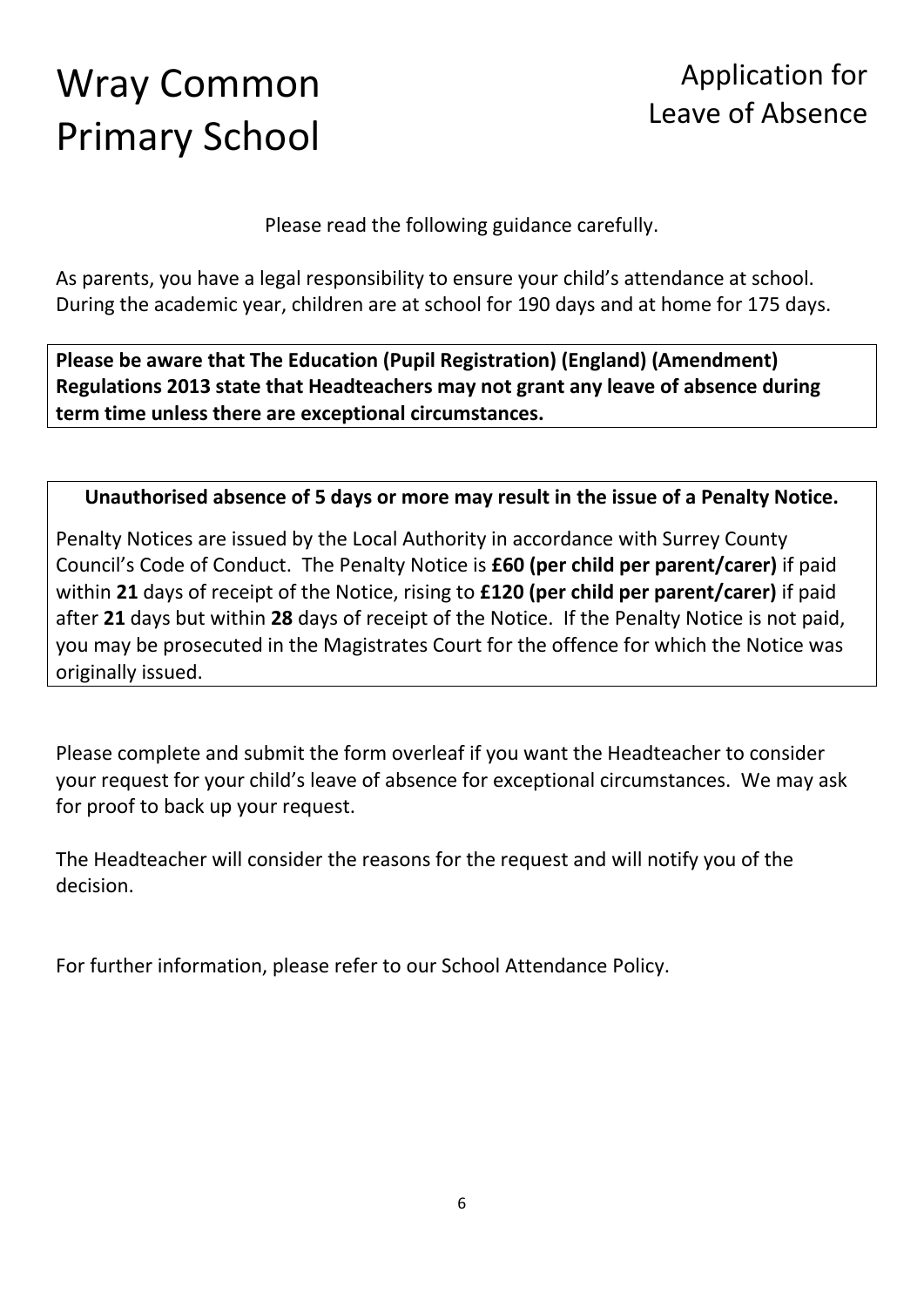# Wray Common Primary School

## Application for Leave of Absence

Please read the following guidance carefully.

As parents, you have a legal responsibility to ensure your child's attendance at school. During the academic year, children are at school for 190 days and at home for 175 days.

**Please be aware that The Education (Pupil Registration) (England) (Amendment) Regulations 2013 state that Headteachers may not grant any leave of absence during term time unless there are exceptional circumstances.**

**Unauthorised absence of 5 days or more may result in the issue of a Penalty Notice.**

Penalty Notices are issued by the Local Authority in accordance with Surrey County Council's Code of Conduct. The Penalty Notice is **£60 (per child per parent/carer)** if paid within **21** days of receipt of the Notice, rising to **£120 (per child per parent/carer)** if paid after **21** days but within **28** days of receipt of the Notice. If the Penalty Notice is not paid, you may be prosecuted in the Magistrates Court for the offence for which the Notice was originally issued.

Please complete and submit the form overleaf if you want the Headteacher to consider your request for your child's leave of absence for exceptional circumstances. We may ask for proof to back up your request.

The Headteacher will consider the reasons for the request and will notify you of the decision.

For further information, please refer to our School Attendance Policy.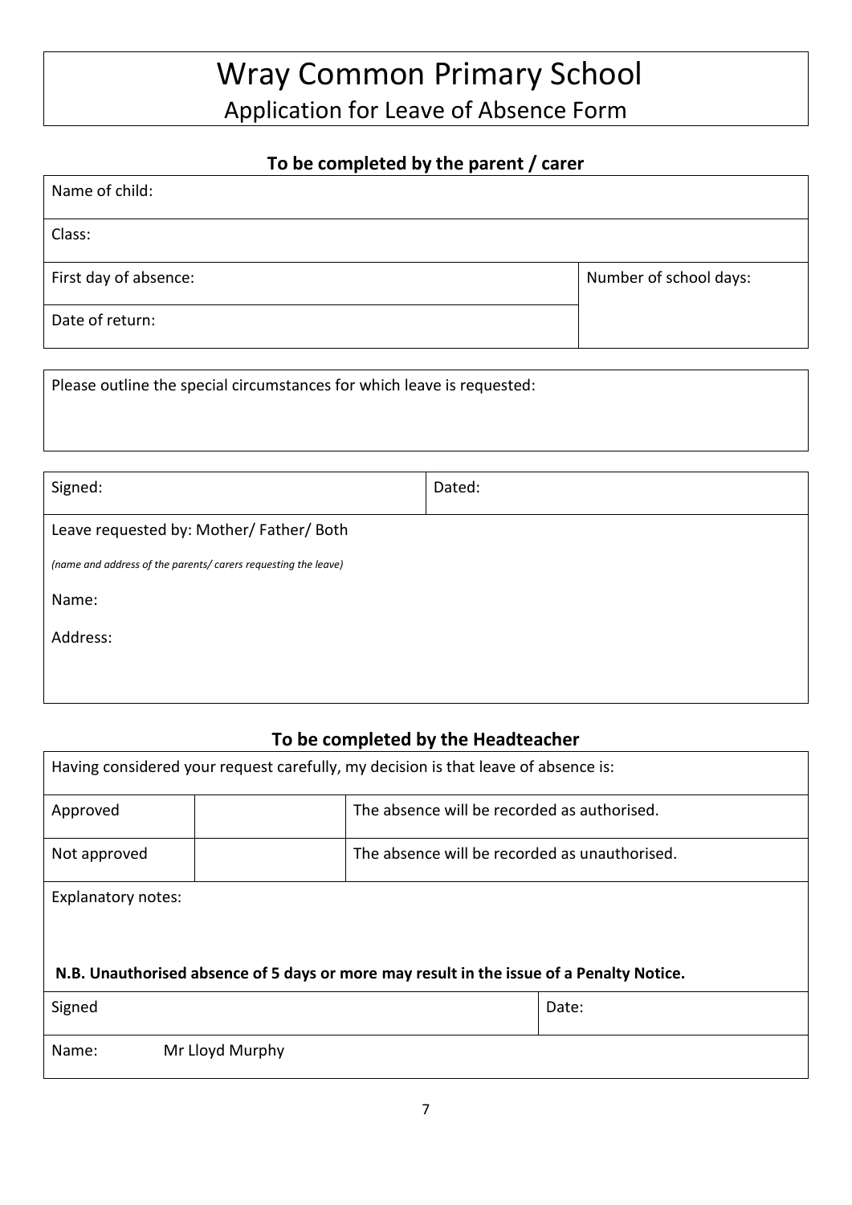# Wray Common Primary School

## Application for Leave of Absence Form

### To be completed by the parent / carer

| | |
|---|---|
| Name of child: | |
| Class: | |
| First day of absence: | Number of school days: |
| Date of return: | |

| |
|---|
| Please outline the special circumstances for which leave is requested: |

| | |
|---|---|
| Signed: | Dated: |
| Leave requested by: Mother/ Father/ Both | |
| *(name and address of the parents/ carers requesting the leave)* | |
| Name: | |
| Address: | |

### To be completed by the Headteacher

| | | |
|---|---|---|
| Having considered your request carefully, my decision is that leave of absence is: | | |
| Approved | | The absence will be recorded as authorised. |
| Not approved | | The absence will be recorded as unauthorised. |
| Explanatory notes: | | |
| **N.B. Unauthorised absence of 5 days or more may result in the issue of a Penalty Notice.** | | |

| | |
|---|---|
| Signed | Date: |
| Name: Mr Lloyd Murphy | |